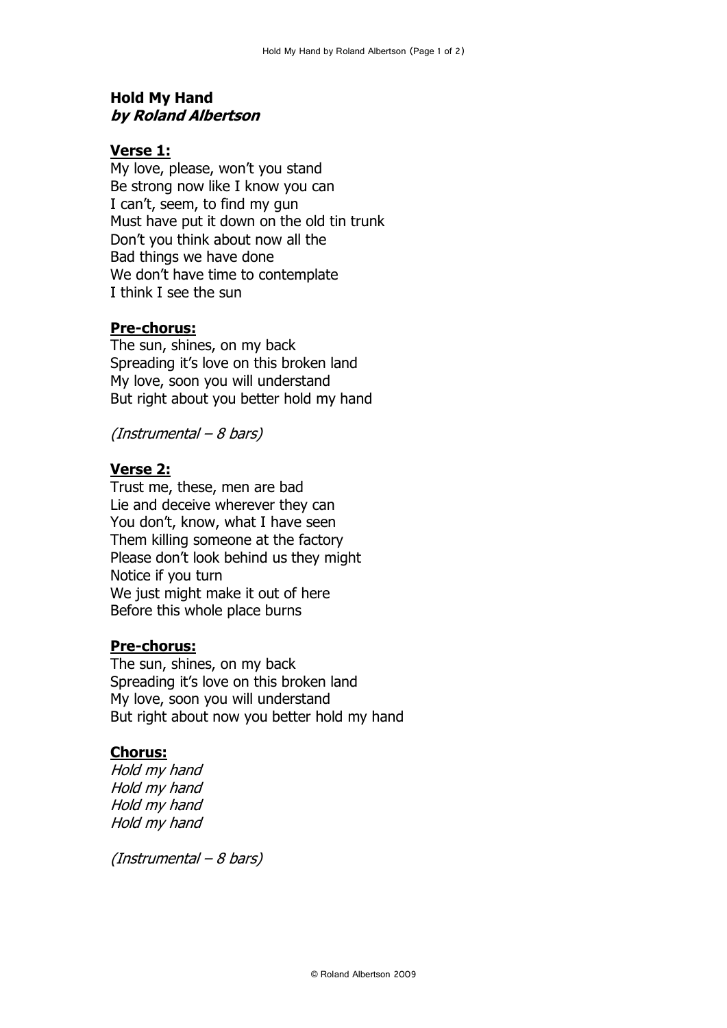**Hold My Hand**
***by Roland Albertson***

**Verse 1:**

My love, please, won't you stand
Be strong now like I know you can
I can't, seem, to find my gun
Must have put it down on the old tin trunk
Don't you think about now all the
Bad things we have done
We don't have time to contemplate
I think I see the sun

**Pre-chorus:**

The sun, shines, on my back
Spreading it's love on this broken land
My love, soon you will understand
But right about you better hold my hand

*(Instrumental – 8 bars)*

**Verse 2:**

Trust me, these, men are bad
Lie and deceive wherever they can
You don't, know, what I have seen
Them killing someone at the factory
Please don't look behind us they might
Notice if you turn
We just might make it out of here
Before this whole place burns

**Pre-chorus:**

The sun, shines, on my back
Spreading it's love on this broken land
My love, soon you will understand
But right about now you better hold my hand

**Chorus:**

*Hold my hand*
*Hold my hand*
*Hold my hand*
*Hold my hand*

*(Instrumental – 8 bars)*

© Roland Albertson 2009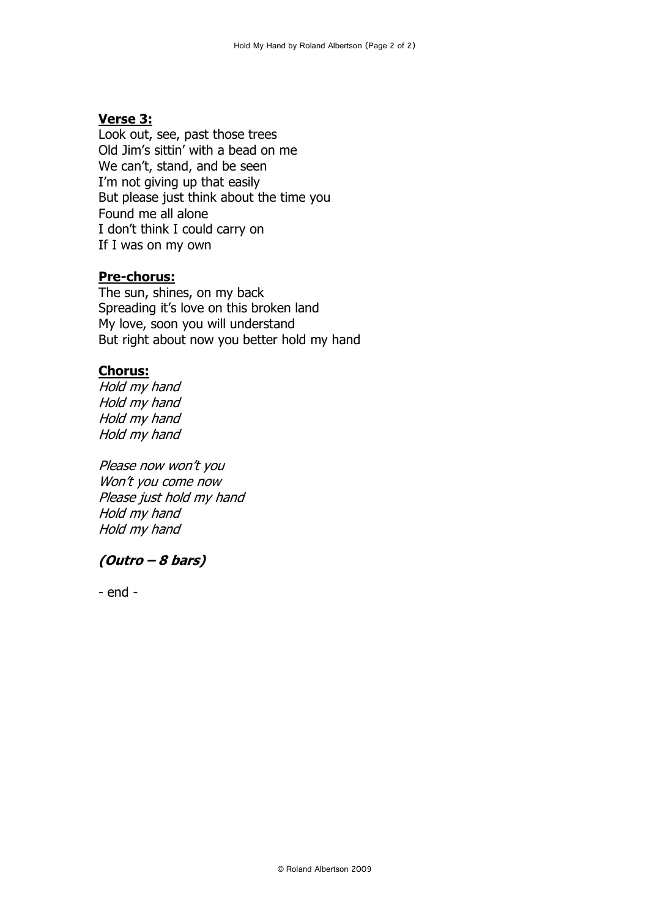**Verse 3:**

Look out, see, past those trees
Old Jim's sittin' with a bead on me
We can't, stand, and be seen
I'm not giving up that easily
But please just think about the time you
Found me all alone
I don't think I could carry on
If I was on my own

**Pre-chorus:**

The sun, shines, on my back
Spreading it's love on this broken land
My love, soon you will understand
But right about now you better hold my hand

**Chorus:**

*Hold my hand*
*Hold my hand*
*Hold my hand*
*Hold my hand*

*Please now won't you*
*Won't you come now*
*Please just hold my hand*
*Hold my hand*
*Hold my hand*

***(Outro – 8 bars)***

\- end -

© Roland Albertson 2009